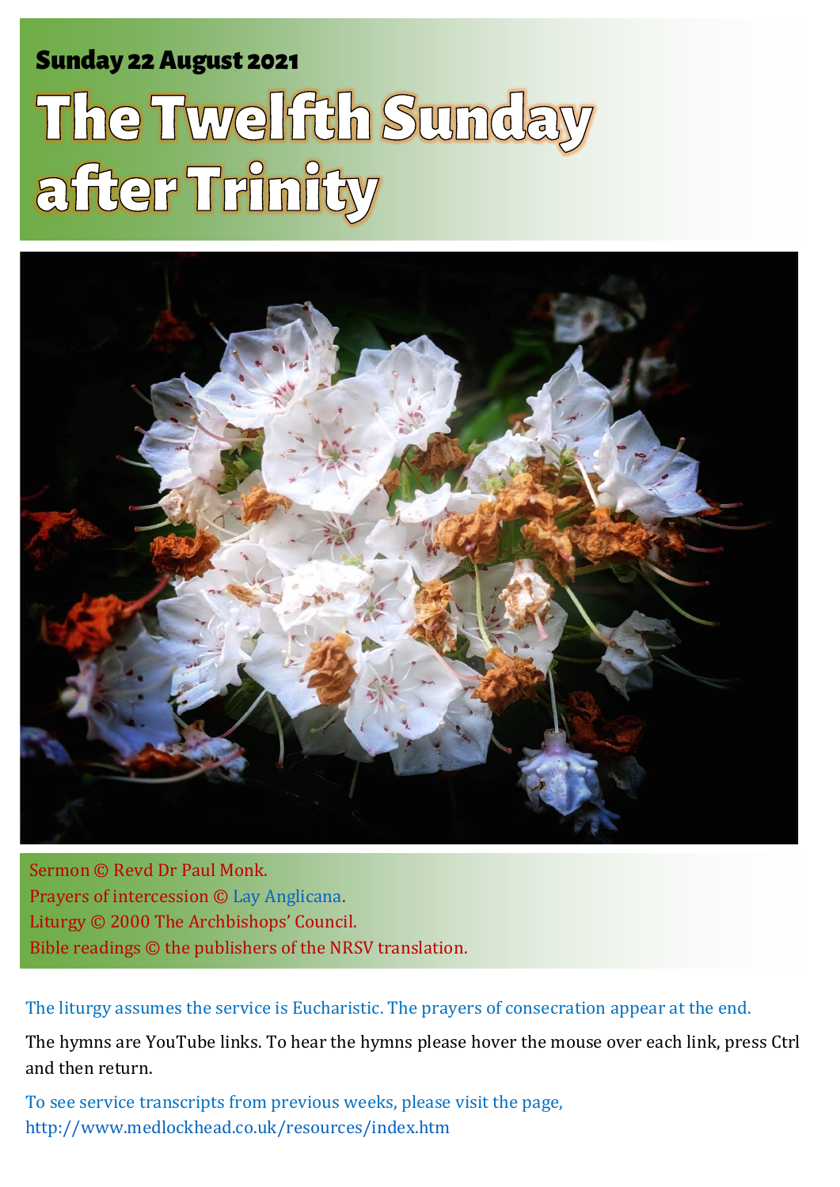**Sunday 22 August 2021**

# The Twelfth Sunday after Trinity

Sermon © Revd Dr Paul Monk.
Prayers of intercession © Lay Anglicana.
Liturgy © 2000 The Archbishops' Council.
Bible readings © the publishers of the NRSV translation.

The liturgy assumes the service is Eucharistic. The prayers of consecration appear at the end.

The hymns are YouTube links. To hear the hymns please hover the mouse over each link, press Ctrl and then return.

To see service transcripts from previous weeks, please visit the page, http://www.medlockhead.co.uk/resources/index.htm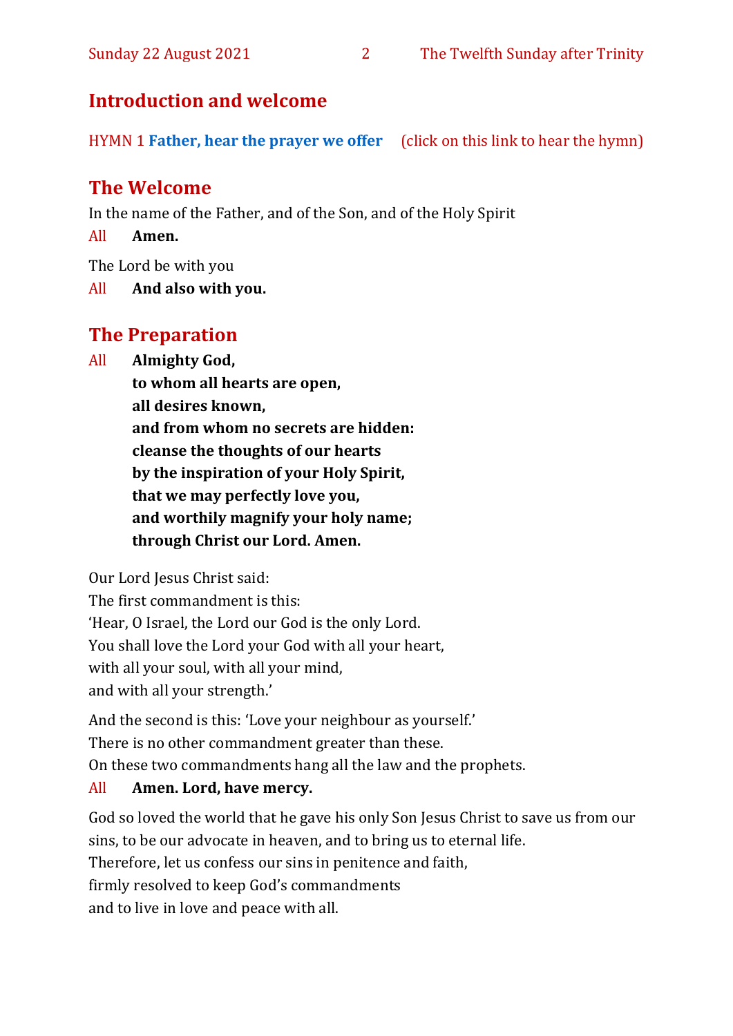## Introduction and welcome

HYMN 1 **Father, hear the prayer we offer** (click on this link to hear the hymn)

## The Welcome

In the name of the Father, and of the Son, and of the Holy Spirit

All **Amen.**

The Lord be with you

All **And also with you.**

## The Preparation

All **Almighty God,**
**to whom all hearts are open,**
**all desires known,**
**and from whom no secrets are hidden:**
**cleanse the thoughts of our hearts**
**by the inspiration of your Holy Spirit,**
**that we may perfectly love you,**
**and worthily magnify your holy name;**
**through Christ our Lord. Amen.**

Our Lord Jesus Christ said:
The first commandment is this:
'Hear, O Israel, the Lord our God is the only Lord.
You shall love the Lord your God with all your heart,
with all your soul, with all your mind,
and with all your strength.'

And the second is this: 'Love your neighbour as yourself.'
There is no other commandment greater than these.
On these two commandments hang all the law and the prophets.

All **Amen. Lord, have mercy.**

God so loved the world that he gave his only Son Jesus Christ to save us from our sins, to be our advocate in heaven, and to bring us to eternal life.
Therefore, let us confess our sins in penitence and faith,
firmly resolved to keep God's commandments
and to live in love and peace with all.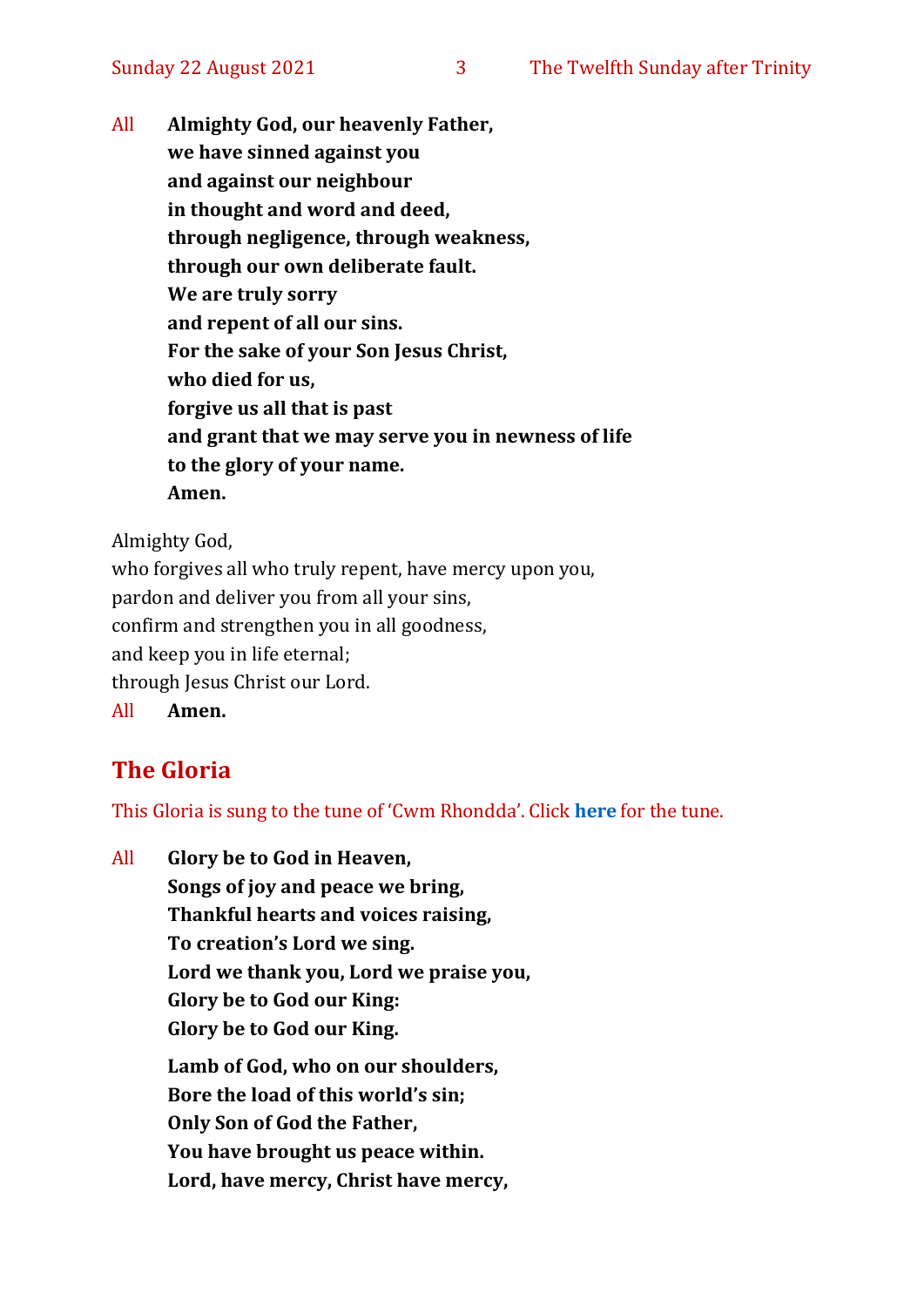All **Almighty God, our heavenly Father,**
**we have sinned against you**
**and against our neighbour**
**in thought and word and deed,**
**through negligence, through weakness,**
**through our own deliberate fault.**
**We are truly sorry**
**and repent of all our sins.**
**For the sake of your Son Jesus Christ,**
**who died for us,**
**forgive us all that is past**
**and grant that we may serve you in newness of life**
**to the glory of your name.**
**Amen.**

Almighty God,
who forgives all who truly repent, have mercy upon you,
pardon and deliver you from all your sins,
confirm and strengthen you in all goodness,
and keep you in life eternal;
through Jesus Christ our Lord.
All **Amen.**

## The Gloria

This Gloria is sung to the tune of 'Cwm Rhondda'. Click **here** for the tune.

All **Glory be to God in Heaven,**
**Songs of joy and peace we bring,**
**Thankful hearts and voices raising,**
**To creation's Lord we sing.**
**Lord we thank you, Lord we praise you,**
**Glory be to God our King:**
**Glory be to God our King.**

**Lamb of God, who on our shoulders,**
**Bore the load of this world's sin;**
**Only Son of God the Father,**
**You have brought us peace within.**
**Lord, have mercy, Christ have mercy,**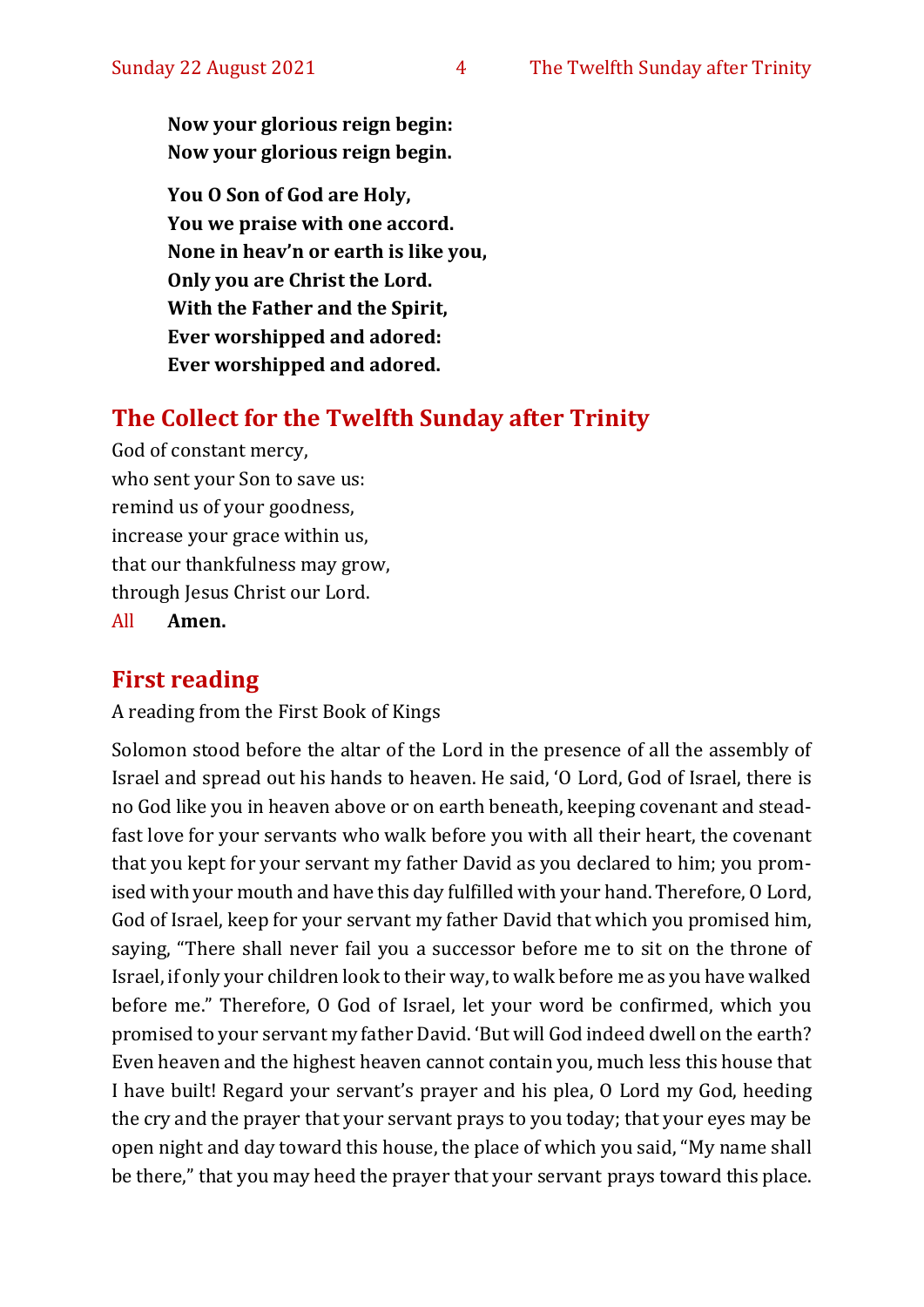**Now your glorious reign begin:**
**Now your glorious reign begin.**

**You O Son of God are Holy,**
**You we praise with one accord.**
**None in heav'n or earth is like you,**
**Only you are Christ the Lord.**
**With the Father and the Spirit,**
**Ever worshipped and adored:**
**Ever worshipped and adored.**

## The Collect for the Twelfth Sunday after Trinity

God of constant mercy,
who sent your Son to save us:
remind us of your goodness,
increase your grace within us,
that our thankfulness may grow,
through Jesus Christ our Lord.
All **Amen.**

## First reading

A reading from the First Book of Kings

Solomon stood before the altar of the Lord in the presence of all the assembly of Israel and spread out his hands to heaven. He said, 'O Lord, God of Israel, there is no God like you in heaven above or on earth beneath, keeping covenant and steadfast love for your servants who walk before you with all their heart, the covenant that you kept for your servant my father David as you declared to him; you promised with your mouth and have this day fulfilled with your hand. Therefore, O Lord, God of Israel, keep for your servant my father David that which you promised him, saying, "There shall never fail you a successor before me to sit on the throne of Israel, if only your children look to their way, to walk before me as you have walked before me." Therefore, O God of Israel, let your word be confirmed, which you promised to your servant my father David. 'But will God indeed dwell on the earth? Even heaven and the highest heaven cannot contain you, much less this house that I have built! Regard your servant's prayer and his plea, O Lord my God, heeding the cry and the prayer that your servant prays to you today; that your eyes may be open night and day toward this house, the place of which you said, "My name shall be there," that you may heed the prayer that your servant prays toward this place.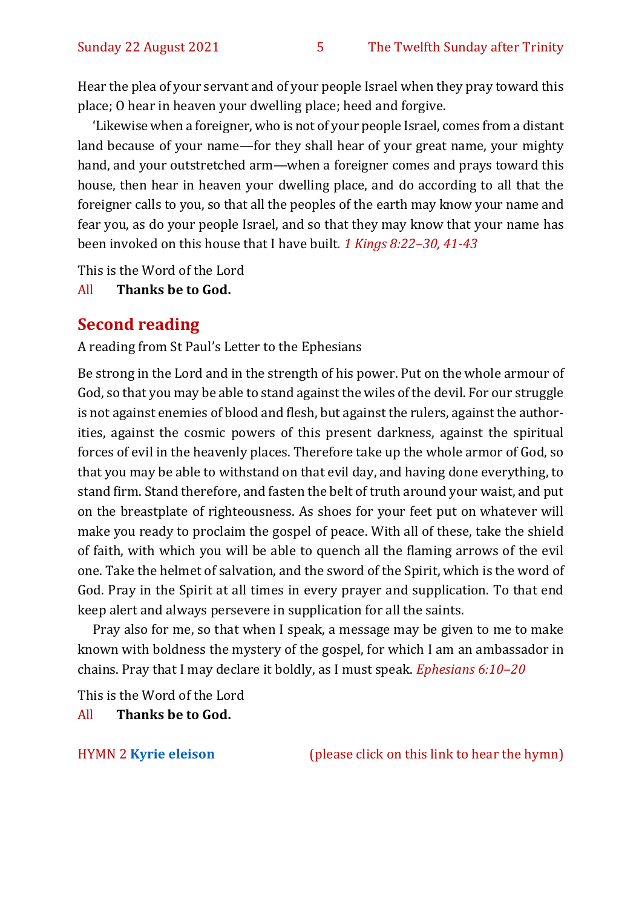Hear the plea of your servant and of your people Israel when they pray toward this place; O hear in heaven your dwelling place; heed and forgive.

'Likewise when a foreigner, who is not of your people Israel, comes from a distant land because of your name—for they shall hear of your great name, your mighty hand, and your outstretched arm—when a foreigner comes and prays toward this house, then hear in heaven your dwelling place, and do according to all that the foreigner calls to you, so that all the peoples of the earth may know your name and fear you, as do your people Israel, and so that they may know that your name has been invoked on this house that I have built. *1 Kings 8:22–30, 41-43*

This is the Word of the Lord

All **Thanks be to God.**

## Second reading

A reading from St Paul's Letter to the Ephesians

Be strong in the Lord and in the strength of his power. Put on the whole armour of God, so that you may be able to stand against the wiles of the devil. For our struggle is not against enemies of blood and flesh, but against the rulers, against the authorities, against the cosmic powers of this present darkness, against the spiritual forces of evil in the heavenly places. Therefore take up the whole armor of God, so that you may be able to withstand on that evil day, and having done everything, to stand firm. Stand therefore, and fasten the belt of truth around your waist, and put on the breastplate of righteousness. As shoes for your feet put on whatever will make you ready to proclaim the gospel of peace. With all of these, take the shield of faith, with which you will be able to quench all the flaming arrows of the evil one. Take the helmet of salvation, and the sword of the Spirit, which is the word of God. Pray in the Spirit at all times in every prayer and supplication. To that end keep alert and always persevere in supplication for all the saints.

Pray also for me, so that when I speak, a message may be given to me to make known with boldness the mystery of the gospel, for which I am an ambassador in chains. Pray that I may declare it boldly, as I must speak. *Ephesians 6:10–20*

This is the Word of the Lord

All **Thanks be to God.**

HYMN 2 **Kyrie eleison** (please click on this link to hear the hymn)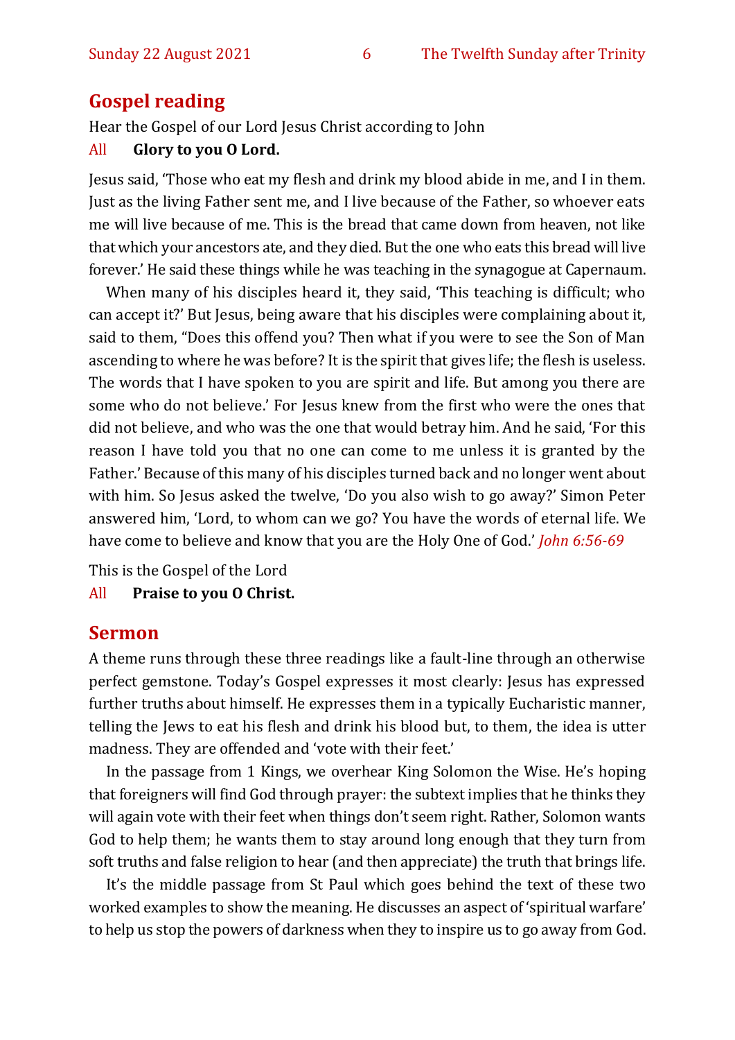## Gospel reading

Hear the Gospel of our Lord Jesus Christ according to John

All **Glory to you O Lord.**

Jesus said, 'Those who eat my flesh and drink my blood abide in me, and I in them. Just as the living Father sent me, and I live because of the Father, so whoever eats me will live because of me. This is the bread that came down from heaven, not like that which your ancestors ate, and they died. But the one who eats this bread will live forever.' He said these things while he was teaching in the synagogue at Capernaum.

When many of his disciples heard it, they said, 'This teaching is difficult; who can accept it?' But Jesus, being aware that his disciples were complaining about it, said to them, "Does this offend you? Then what if you were to see the Son of Man ascending to where he was before? It is the spirit that gives life; the flesh is useless. The words that I have spoken to you are spirit and life. But among you there are some who do not believe.' For Jesus knew from the first who were the ones that did not believe, and who was the one that would betray him. And he said, 'For this reason I have told you that no one can come to me unless it is granted by the Father.' Because of this many of his disciples turned back and no longer went about with him. So Jesus asked the twelve, 'Do you also wish to go away?' Simon Peter answered him, 'Lord, to whom can we go? You have the words of eternal life. We have come to believe and know that you are the Holy One of God.' *John 6:56-69*

This is the Gospel of the Lord

All **Praise to you O Christ.**

## Sermon

A theme runs through these three readings like a fault-line through an otherwise perfect gemstone. Today's Gospel expresses it most clearly: Jesus has expressed further truths about himself. He expresses them in a typically Eucharistic manner, telling the Jews to eat his flesh and drink his blood but, to them, the idea is utter madness. They are offended and 'vote with their feet.'

In the passage from 1 Kings, we overhear King Solomon the Wise. He's hoping that foreigners will find God through prayer: the subtext implies that he thinks they will again vote with their feet when things don't seem right. Rather, Solomon wants God to help them; he wants them to stay around long enough that they turn from soft truths and false religion to hear (and then appreciate) the truth that brings life.

It's the middle passage from St Paul which goes behind the text of these two worked examples to show the meaning. He discusses an aspect of 'spiritual warfare' to help us stop the powers of darkness when they to inspire us to go away from God.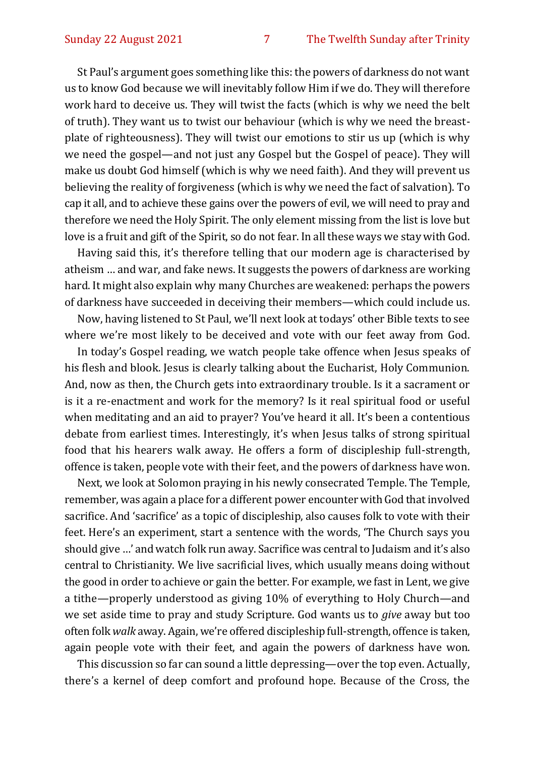St Paul's argument goes something like this: the powers of darkness do not want us to know God because we will inevitably follow Him if we do. They will therefore work hard to deceive us. They will twist the facts (which is why we need the belt of truth). They want us to twist our behaviour (which is why we need the breast-plate of righteousness). They will twist our emotions to stir us up (which is why we need the gospel—and not just any Gospel but the Gospel of peace). They will make us doubt God himself (which is why we need faith). And they will prevent us believing the reality of forgiveness (which is why we need the fact of salvation). To cap it all, and to achieve these gains over the powers of evil, we will need to pray and therefore we need the Holy Spirit. The only element missing from the list is love but love is a fruit and gift of the Spirit, so do not fear. In all these ways we stay with God.

Having said this, it's therefore telling that our modern age is characterised by atheism … and war, and fake news. It suggests the powers of darkness are working hard. It might also explain why many Churches are weakened: perhaps the powers of darkness have succeeded in deceiving their members—which could include us.

Now, having listened to St Paul, we'll next look at todays' other Bible texts to see where we're most likely to be deceived and vote with our feet away from God.

In today's Gospel reading, we watch people take offence when Jesus speaks of his flesh and blook. Jesus is clearly talking about the Eucharist, Holy Communion. And, now as then, the Church gets into extraordinary trouble. Is it a sacrament or is it a re-enactment and work for the memory? Is it real spiritual food or useful when meditating and an aid to prayer? You've heard it all. It's been a contentious debate from earliest times. Interestingly, it's when Jesus talks of strong spiritual food that his hearers walk away. He offers a form of discipleship full-strength, offence is taken, people vote with their feet, and the powers of darkness have won.

Next, we look at Solomon praying in his newly consecrated Temple. The Temple, remember, was again a place for a different power encounter with God that involved sacrifice. And 'sacrifice' as a topic of discipleship, also causes folk to vote with their feet. Here's an experiment, start a sentence with the words, 'The Church says you should give …' and watch folk run away. Sacrifice was central to Judaism and it's also central to Christianity. We live sacrificial lives, which usually means doing without the good in order to achieve or gain the better. For example, we fast in Lent, we give a tithe—properly understood as giving 10% of everything to Holy Church—and we set aside time to pray and study Scripture. God wants us to *give* away but too often folk *walk* away. Again, we're offered discipleship full-strength, offence is taken, again people vote with their feet, and again the powers of darkness have won.

This discussion so far can sound a little depressing—over the top even. Actually, there's a kernel of deep comfort and profound hope. Because of the Cross, the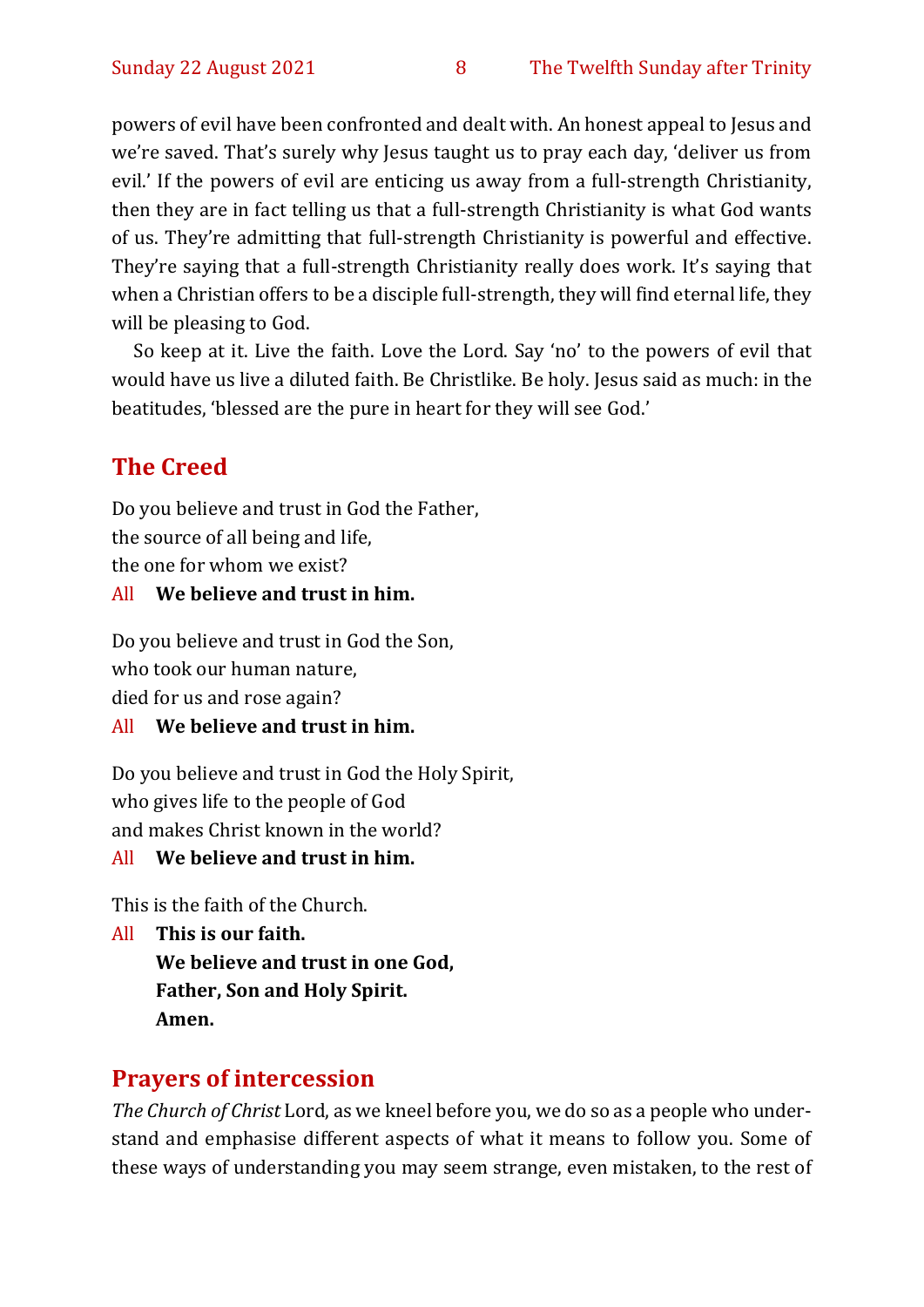powers of evil have been confronted and dealt with. An honest appeal to Jesus and we're saved. That's surely why Jesus taught us to pray each day, 'deliver us from evil.' If the powers of evil are enticing us away from a full-strength Christianity, then they are in fact telling us that a full-strength Christianity is what God wants of us. They're admitting that full-strength Christianity is powerful and effective. They're saying that a full-strength Christianity really does work. It's saying that when a Christian offers to be a disciple full-strength, they will find eternal life, they will be pleasing to God.

So keep at it. Live the faith. Love the Lord. Say 'no' to the powers of evil that would have us live a diluted faith. Be Christlike. Be holy. Jesus said as much: in the beatitudes, 'blessed are the pure in heart for they will see God.'

## The Creed

Do you believe and trust in God the Father,
the source of all being and life,
the one for whom we exist?

All **We believe and trust in him.**

Do you believe and trust in God the Son,
who took our human nature,
died for us and rose again?

All **We believe and trust in him.**

Do you believe and trust in God the Holy Spirit,
who gives life to the people of God
and makes Christ known in the world?

All **We believe and trust in him.**

This is the faith of the Church.

All **This is our faith.**
**We believe and trust in one God,**
**Father, Son and Holy Spirit.**
**Amen.**

## Prayers of intercession

*The Church of Christ* Lord, as we kneel before you, we do so as a people who understand and emphasise different aspects of what it means to follow you. Some of these ways of understanding you may seem strange, even mistaken, to the rest of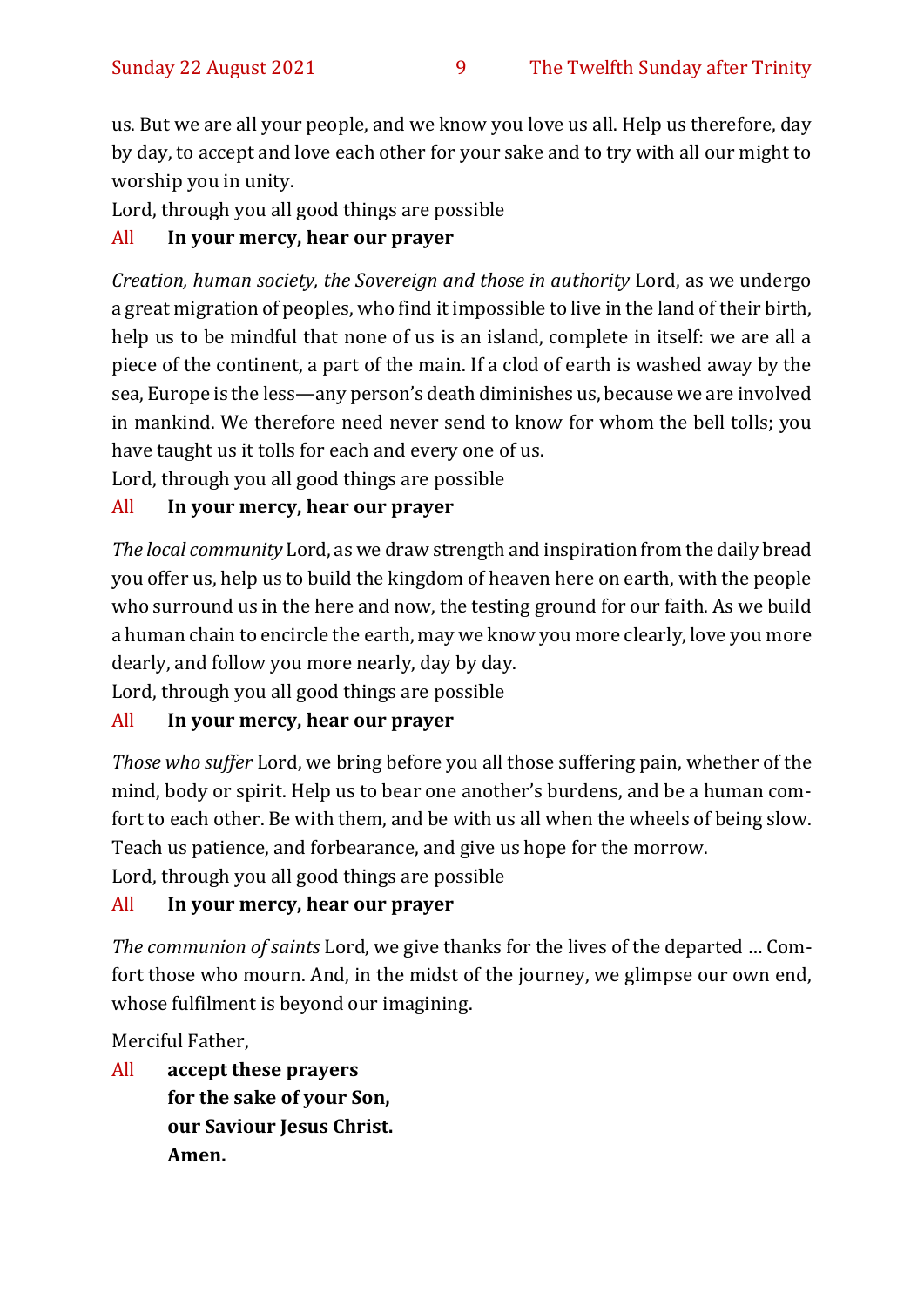us. But we are all your people, and we know you love us all. Help us therefore, day by day, to accept and love each other for your sake and to try with all our might to worship you in unity.

Lord, through you all good things are possible

All **In your mercy, hear our prayer**

*Creation, human society, the Sovereign and those in authority* Lord, as we undergo a great migration of peoples, who find it impossible to live in the land of their birth, help us to be mindful that none of us is an island, complete in itself: we are all a piece of the continent, a part of the main. If a clod of earth is washed away by the sea, Europe is the less—any person's death diminishes us, because we are involved in mankind. We therefore need never send to know for whom the bell tolls; you have taught us it tolls for each and every one of us.

Lord, through you all good things are possible

All **In your mercy, hear our prayer**

*The local community* Lord, as we draw strength and inspiration from the daily bread you offer us, help us to build the kingdom of heaven here on earth, with the people who surround us in the here and now, the testing ground for our faith. As we build a human chain to encircle the earth, may we know you more clearly, love you more dearly, and follow you more nearly, day by day.

Lord, through you all good things are possible

All **In your mercy, hear our prayer**

*Those who suffer* Lord, we bring before you all those suffering pain, whether of the mind, body or spirit. Help us to bear one another's burdens, and be a human comfort to each other. Be with them, and be with us all when the wheels of being slow. Teach us patience, and forbearance, and give us hope for the morrow.

Lord, through you all good things are possible

All **In your mercy, hear our prayer**

*The communion of saints* Lord, we give thanks for the lives of the departed … Comfort those who mourn. And, in the midst of the journey, we glimpse our own end, whose fulfilment is beyond our imagining.

Merciful Father,

All **accept these prayers**
**for the sake of your Son,**
**our Saviour Jesus Christ.**
**Amen.**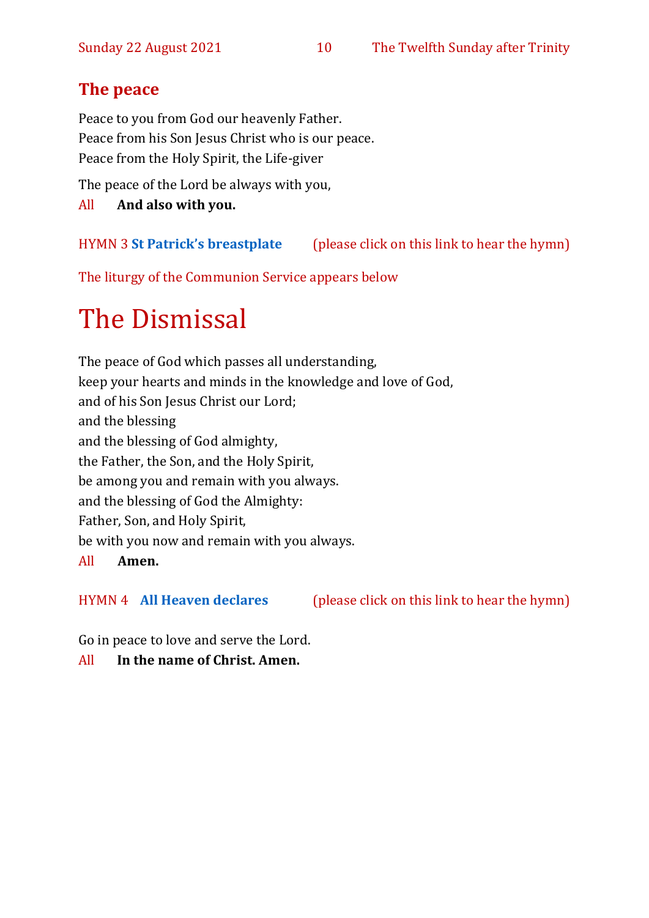## The peace

Peace to you from God our heavenly Father.
Peace from his Son Jesus Christ who is our peace.
Peace from the Holy Spirit, the Life-giver

The peace of the Lord be always with you,

All **And also with you.**

HYMN 3 **St Patrick's breastplate** (please click on this link to hear the hymn)

The liturgy of the Communion Service appears below

# The Dismissal

The peace of God which passes all understanding,
keep your hearts and minds in the knowledge and love of God,
and of his Son Jesus Christ our Lord;
and the blessing
and the blessing of God almighty,
the Father, the Son, and the Holy Spirit,
be among you and remain with you always.
and the blessing of God the Almighty:
Father, Son, and Holy Spirit,
be with you now and remain with you always.

All **Amen.**

HYMN 4 **All Heaven declares** (please click on this link to hear the hymn)

Go in peace to love and serve the Lord.

All **In the name of Christ. Amen.**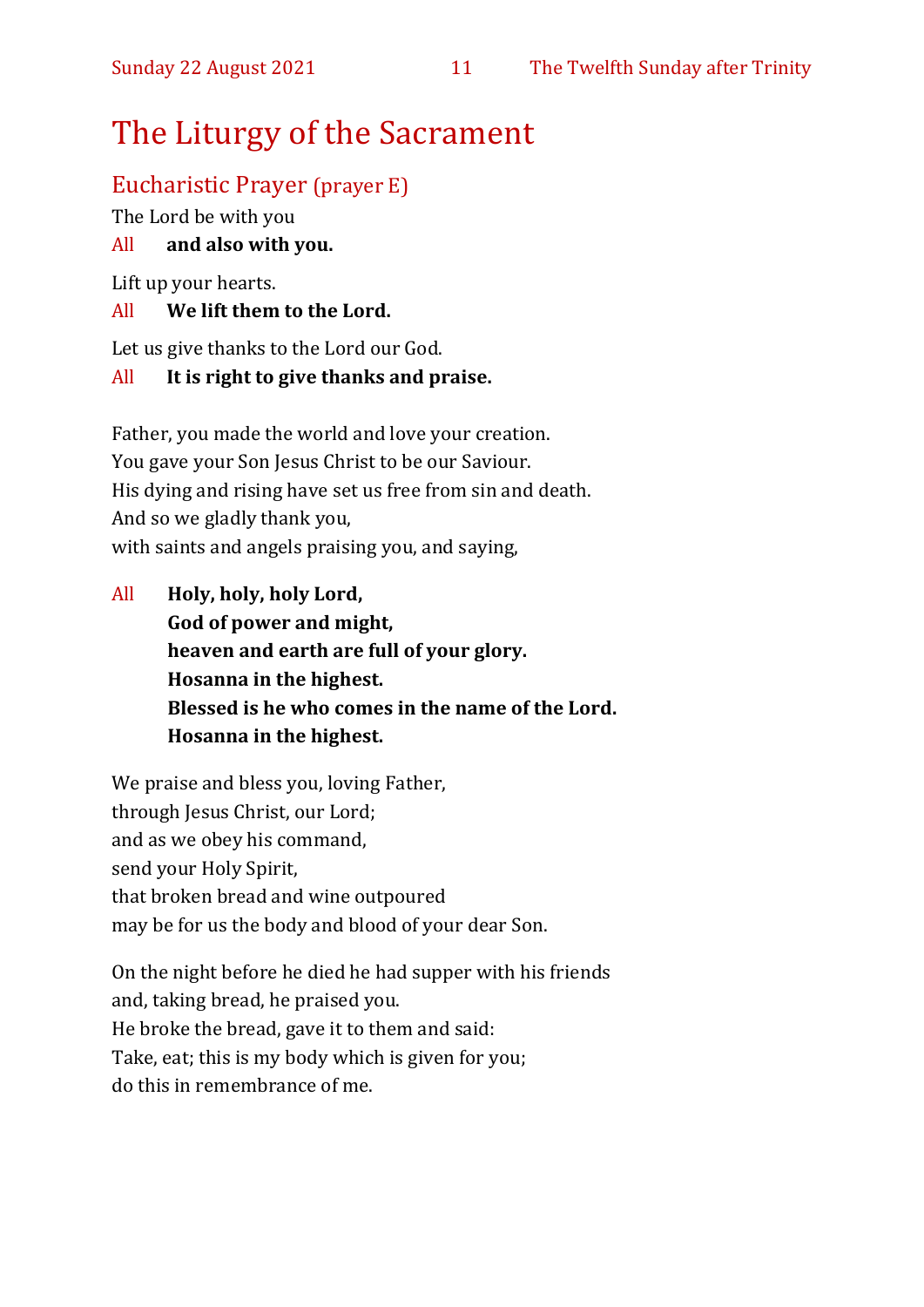# The Liturgy of the Sacrament

## Eucharistic Prayer (prayer E)

The Lord be with you

All **and also with you.**

Lift up your hearts.

All **We lift them to the Lord.**

Let us give thanks to the Lord our God.

All **It is right to give thanks and praise.**

Father, you made the world and love your creation.
You gave your Son Jesus Christ to be our Saviour.
His dying and rising have set us free from sin and death.
And so we gladly thank you,
with saints and angels praising you, and saying,

All **Holy, holy, holy Lord,**
**God of power and might,**
**heaven and earth are full of your glory.**
**Hosanna in the highest.**
**Blessed is he who comes in the name of the Lord.**
**Hosanna in the highest.**

We praise and bless you, loving Father,
through Jesus Christ, our Lord;
and as we obey his command,
send your Holy Spirit,
that broken bread and wine outpoured
may be for us the body and blood of your dear Son.

On the night before he died he had supper with his friends
and, taking bread, he praised you.
He broke the bread, gave it to them and said:
Take, eat; this is my body which is given for you;
do this in remembrance of me.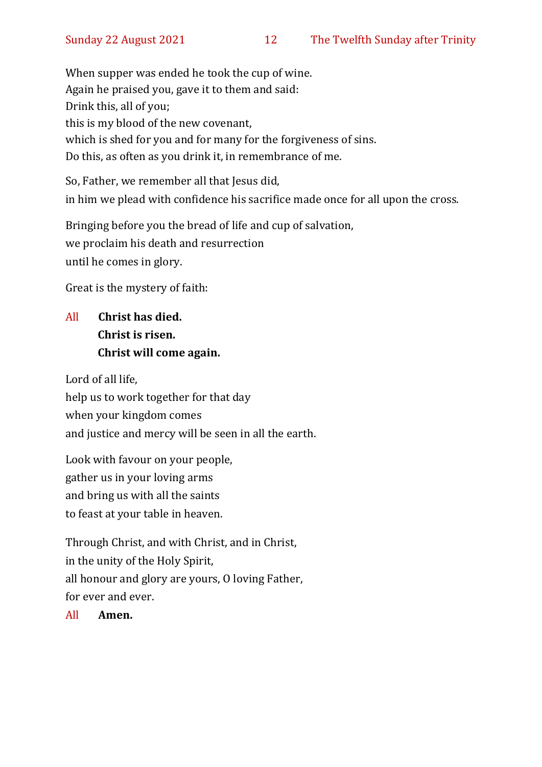When supper was ended he took the cup of wine.
Again he praised you, gave it to them and said:
Drink this, all of you;
this is my blood of the new covenant,
which is shed for you and for many for the forgiveness of sins.
Do this, as often as you drink it, in remembrance of me.

So, Father, we remember all that Jesus did,
in him we plead with confidence his sacrifice made once for all upon the cross.

Bringing before you the bread of life and cup of salvation,
we proclaim his death and resurrection
until he comes in glory.

Great is the mystery of faith:

All **Christ has died.**
**Christ is risen.**
**Christ will come again.**

Lord of all life,
help us to work together for that day
when your kingdom comes
and justice and mercy will be seen in all the earth.

Look with favour on your people,
gather us in your loving arms
and bring us with all the saints
to feast at your table in heaven.

Through Christ, and with Christ, and in Christ,
in the unity of the Holy Spirit,
all honour and glory are yours, O loving Father,
for ever and ever.

All **Amen.**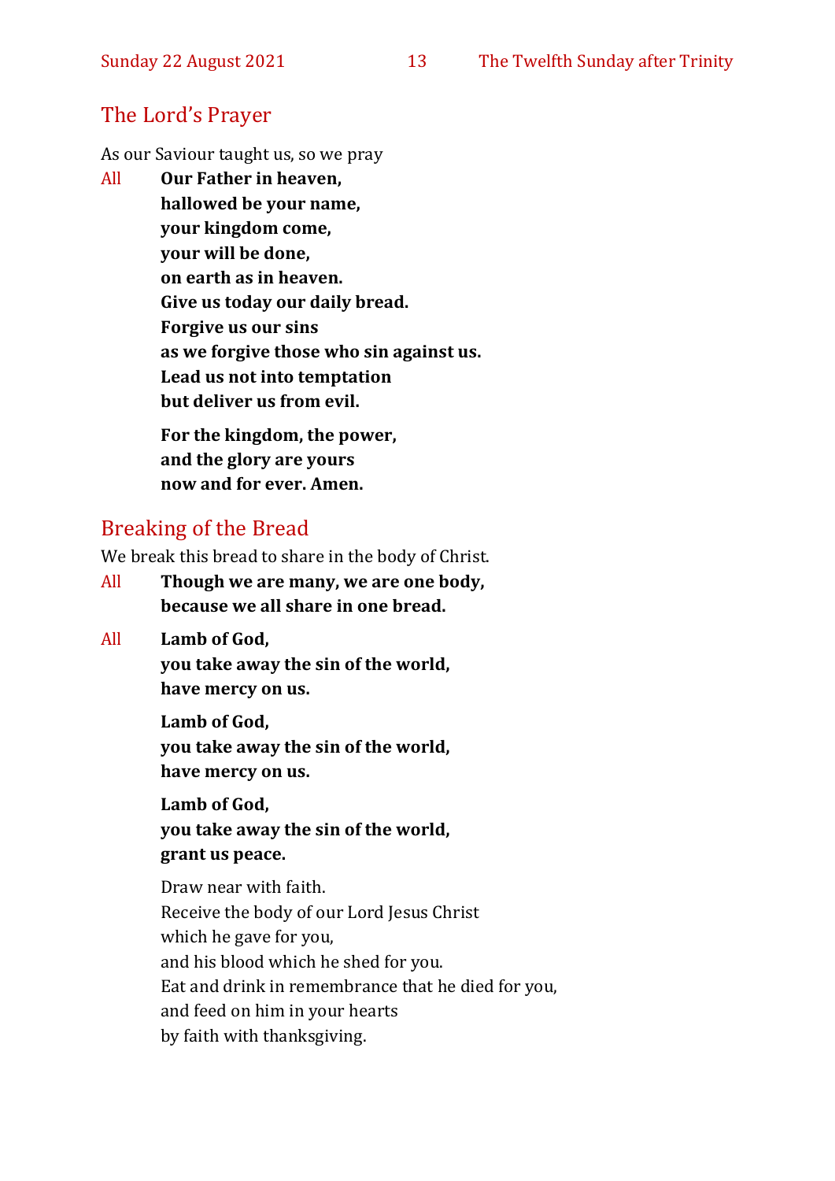## The Lord's Prayer

As our Saviour taught us, so we pray

All **Our Father in heaven,**
**hallowed be your name,**
**your kingdom come,**
**your will be done,**
**on earth as in heaven.**
**Give us today our daily bread.**
**Forgive us our sins**
**as we forgive those who sin against us.**
**Lead us not into temptation**
**but deliver us from evil.**

**For the kingdom, the power,**
**and the glory are yours**
**now and for ever. Amen.**

## Breaking of the Bread

We break this bread to share in the body of Christ.

All **Though we are many, we are one body,**
**because we all share in one bread.**

All **Lamb of God,**
**you take away the sin of the world,**
**have mercy on us.**

**Lamb of God,**
**you take away the sin of the world,**
**have mercy on us.**

**Lamb of God,**
**you take away the sin of the world,**
**grant us peace.**

Draw near with faith.
Receive the body of our Lord Jesus Christ
which he gave for you,
and his blood which he shed for you.
Eat and drink in remembrance that he died for you,
and feed on him in your hearts
by faith with thanksgiving.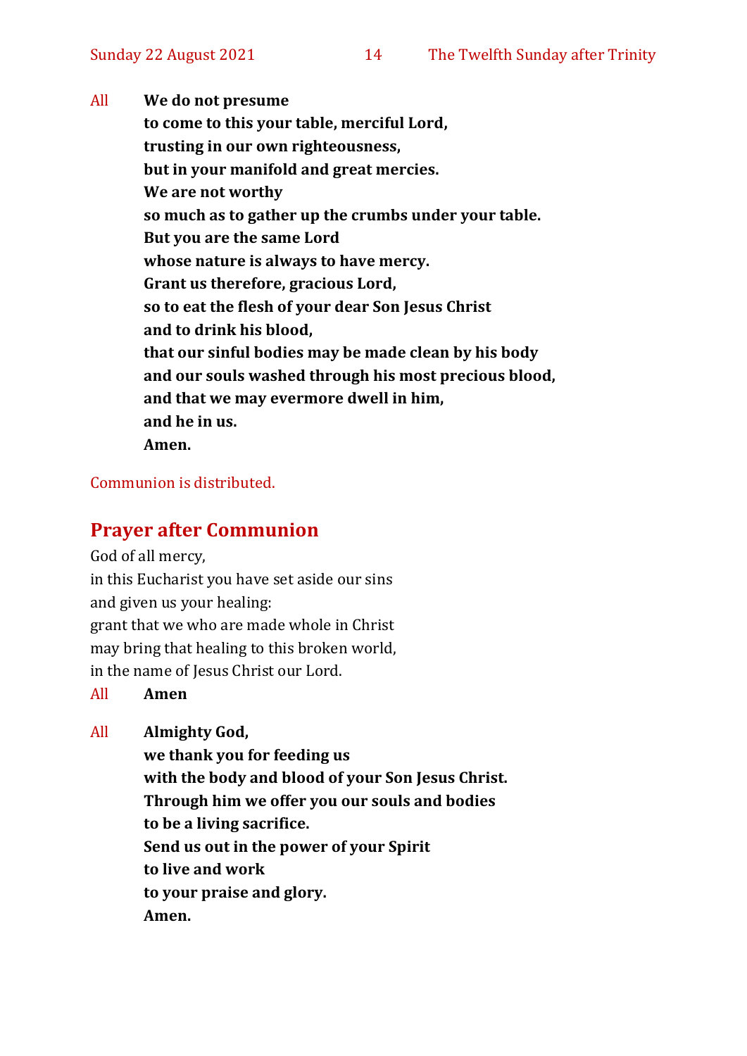All **We do not presume**
**to come to this your table, merciful Lord,**
**trusting in our own righteousness,**
**but in your manifold and great mercies.**
**We are not worthy**
**so much as to gather up the crumbs under your table.**
**But you are the same Lord**
**whose nature is always to have mercy.**
**Grant us therefore, gracious Lord,**
**so to eat the flesh of your dear Son Jesus Christ**
**and to drink his blood,**
**that our sinful bodies may be made clean by his body**
**and our souls washed through his most precious blood,**
**and that we may evermore dwell in him,**
**and he in us.**
**Amen.**

Communion is distributed.

## Prayer after Communion

God of all mercy,
in this Eucharist you have set aside our sins
and given us your healing:
grant that we who are made whole in Christ
may bring that healing to this broken world,
in the name of Jesus Christ our Lord.

All **Amen**

All **Almighty God,**
**we thank you for feeding us**
**with the body and blood of your Son Jesus Christ.**
**Through him we offer you our souls and bodies**
**to be a living sacrifice.**
**Send us out in the power of your Spirit**
**to live and work**
**to your praise and glory.**
**Amen.**